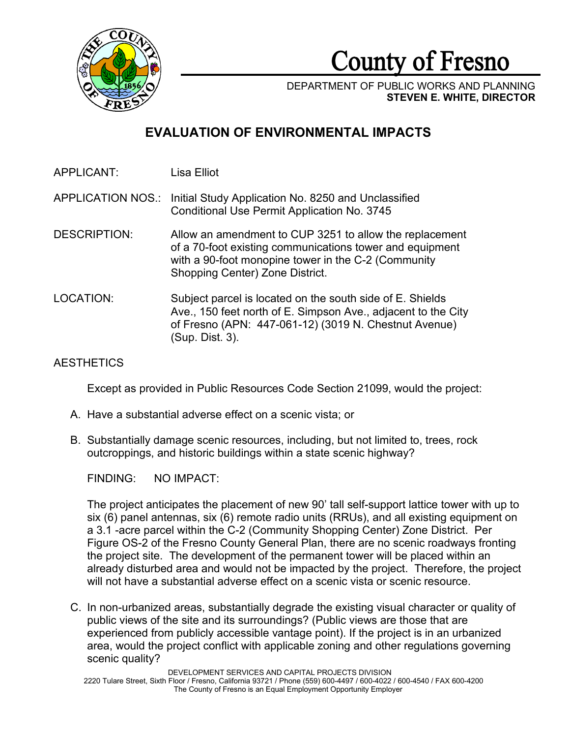# County of Fresno

DEPARTMENT OF PUBLIC WORKS AND PLANNING
**STEVEN E. WHITE, DIRECTOR**

## EVALUATION OF ENVIRONMENTAL IMPACTS

APPLICANT: Lisa Elliot

APPLICATION NOS.: Initial Study Application No. 8250 and Unclassified Conditional Use Permit Application No. 3745

DESCRIPTION: Allow an amendment to CUP 3251 to allow the replacement of a 70-foot existing communications tower and equipment with a 90-foot monopine tower in the C-2 (Community Shopping Center) Zone District.

LOCATION: Subject parcel is located on the south side of E. Shields Ave., 150 feet north of E. Simpson Ave., adjacent to the City of Fresno (APN: 447-061-12) (3019 N. Chestnut Avenue) (Sup. Dist. 3).

### AESTHETICS

Except as provided in Public Resources Code Section 21099, would the project:

A. Have a substantial adverse effect on a scenic vista; or

B. Substantially damage scenic resources, including, but not limited to, trees, rock outcroppings, and historic buildings within a state scenic highway?

FINDING: NO IMPACT:

The project anticipates the placement of new 90' tall self-support lattice tower with up to six (6) panel antennas, six (6) remote radio units (RRUs), and all existing equipment on a 3.1 -acre parcel within the C-2 (Community Shopping Center) Zone District. Per Figure OS-2 of the Fresno County General Plan, there are no scenic roadways fronting the project site. The development of the permanent tower will be placed within an already disturbed area and would not be impacted by the project. Therefore, the project will not have a substantial adverse effect on a scenic vista or scenic resource.

C. In non-urbanized areas, substantially degrade the existing visual character or quality of public views of the site and its surroundings? (Public views are those that are experienced from publicly accessible vantage point). If the project is in an urbanized area, would the project conflict with applicable zoning and other regulations governing scenic quality?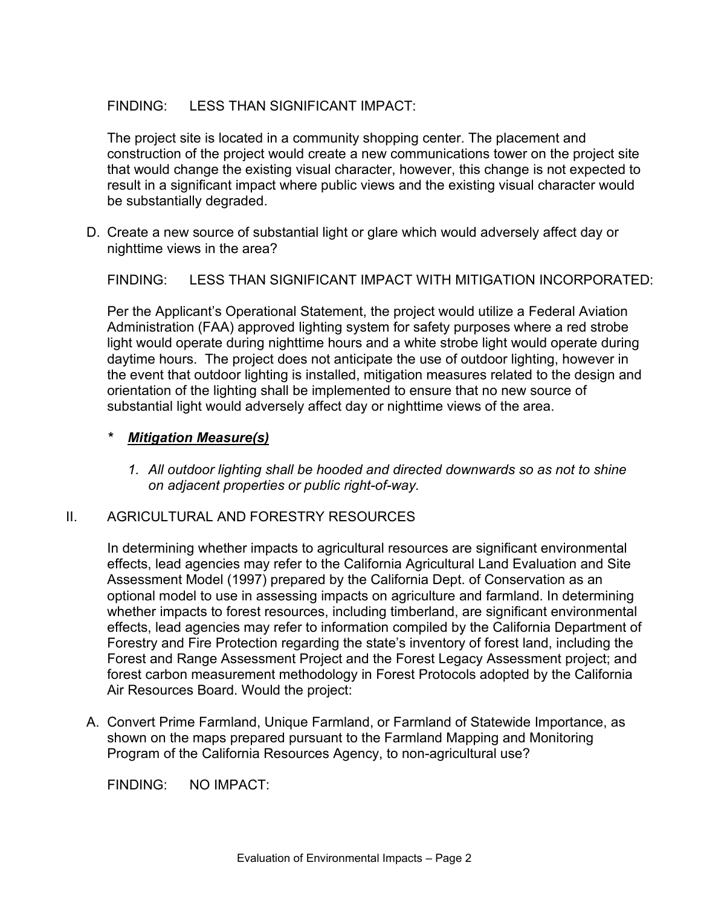FINDING: LESS THAN SIGNIFICANT IMPACT:

The project site is located in a community shopping center. The placement and construction of the project would create a new communications tower on the project site that would change the existing visual character, however, this change is not expected to result in a significant impact where public views and the existing visual character would be substantially degraded.

D. Create a new source of substantial light or glare which would adversely affect day or nighttime views in the area?

   FINDING: LESS THAN SIGNIFICANT IMPACT WITH MITIGATION INCORPORATED:

   Per the Applicant's Operational Statement, the project would utilize a Federal Aviation Administration (FAA) approved lighting system for safety purposes where a red strobe light would operate during nighttime hours and a white strobe light would operate during daytime hours. The project does not anticipate the use of outdoor lighting, however in the event that outdoor lighting is installed, mitigation measures related to the design and orientation of the lighting shall be implemented to ensure that no new source of substantial light would adversely affect day or nighttime views of the area.

   \* ***Mitigation Measure(s)***

   1. *All outdoor lighting shall be hooded and directed downwards so as not to shine on adjacent properties or public right-of-way.*

## II. AGRICULTURAL AND FORESTRY RESOURCES

In determining whether impacts to agricultural resources are significant environmental effects, lead agencies may refer to the California Agricultural Land Evaluation and Site Assessment Model (1997) prepared by the California Dept. of Conservation as an optional model to use in assessing impacts on agriculture and farmland. In determining whether impacts to forest resources, including timberland, are significant environmental effects, lead agencies may refer to information compiled by the California Department of Forestry and Fire Protection regarding the state's inventory of forest land, including the Forest and Range Assessment Project and the Forest Legacy Assessment project; and forest carbon measurement methodology in Forest Protocols adopted by the California Air Resources Board. Would the project:

A. Convert Prime Farmland, Unique Farmland, or Farmland of Statewide Importance, as shown on the maps prepared pursuant to the Farmland Mapping and Monitoring Program of the California Resources Agency, to non-agricultural use?

   FINDING: NO IMPACT: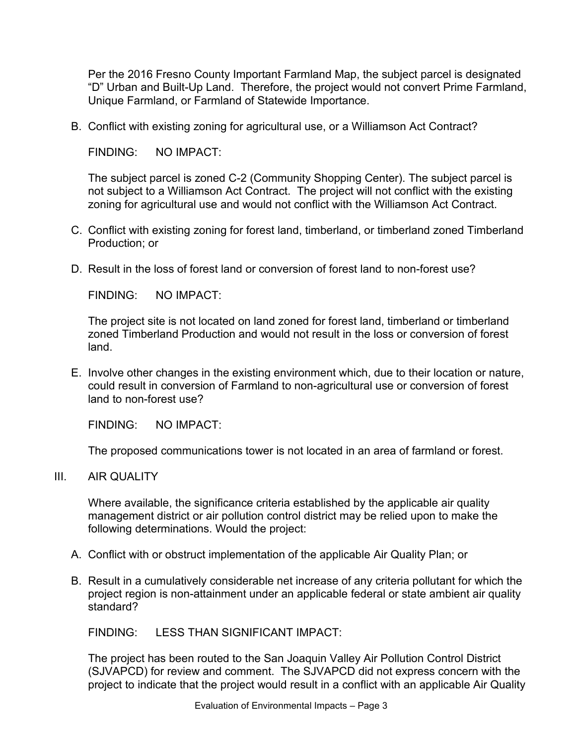Per the 2016 Fresno County Important Farmland Map, the subject parcel is designated "D" Urban and Built-Up Land. Therefore, the project would not convert Prime Farmland, Unique Farmland, or Farmland of Statewide Importance.

B. Conflict with existing zoning for agricultural use, or a Williamson Act Contract?

FINDING: NO IMPACT:

The subject parcel is zoned C-2 (Community Shopping Center). The subject parcel is not subject to a Williamson Act Contract. The project will not conflict with the existing zoning for agricultural use and would not conflict with the Williamson Act Contract.

C. Conflict with existing zoning for forest land, timberland, or timberland zoned Timberland Production; or

D. Result in the loss of forest land or conversion of forest land to non-forest use?

FINDING: NO IMPACT:

The project site is not located on land zoned for forest land, timberland or timberland zoned Timberland Production and would not result in the loss or conversion of forest land.

E. Involve other changes in the existing environment which, due to their location or nature, could result in conversion of Farmland to non-agricultural use or conversion of forest land to non-forest use?

FINDING: NO IMPACT:

The proposed communications tower is not located in an area of farmland or forest.

## III. AIR QUALITY

Where available, the significance criteria established by the applicable air quality management district or air pollution control district may be relied upon to make the following determinations. Would the project:

A. Conflict with or obstruct implementation of the applicable Air Quality Plan; or

B. Result in a cumulatively considerable net increase of any criteria pollutant for which the project region is non-attainment under an applicable federal or state ambient air quality standard?

FINDING: LESS THAN SIGNIFICANT IMPACT:

The project has been routed to the San Joaquin Valley Air Pollution Control District (SJVAPCD) for review and comment. The SJVAPCD did not express concern with the project to indicate that the project would result in a conflict with an applicable Air Quality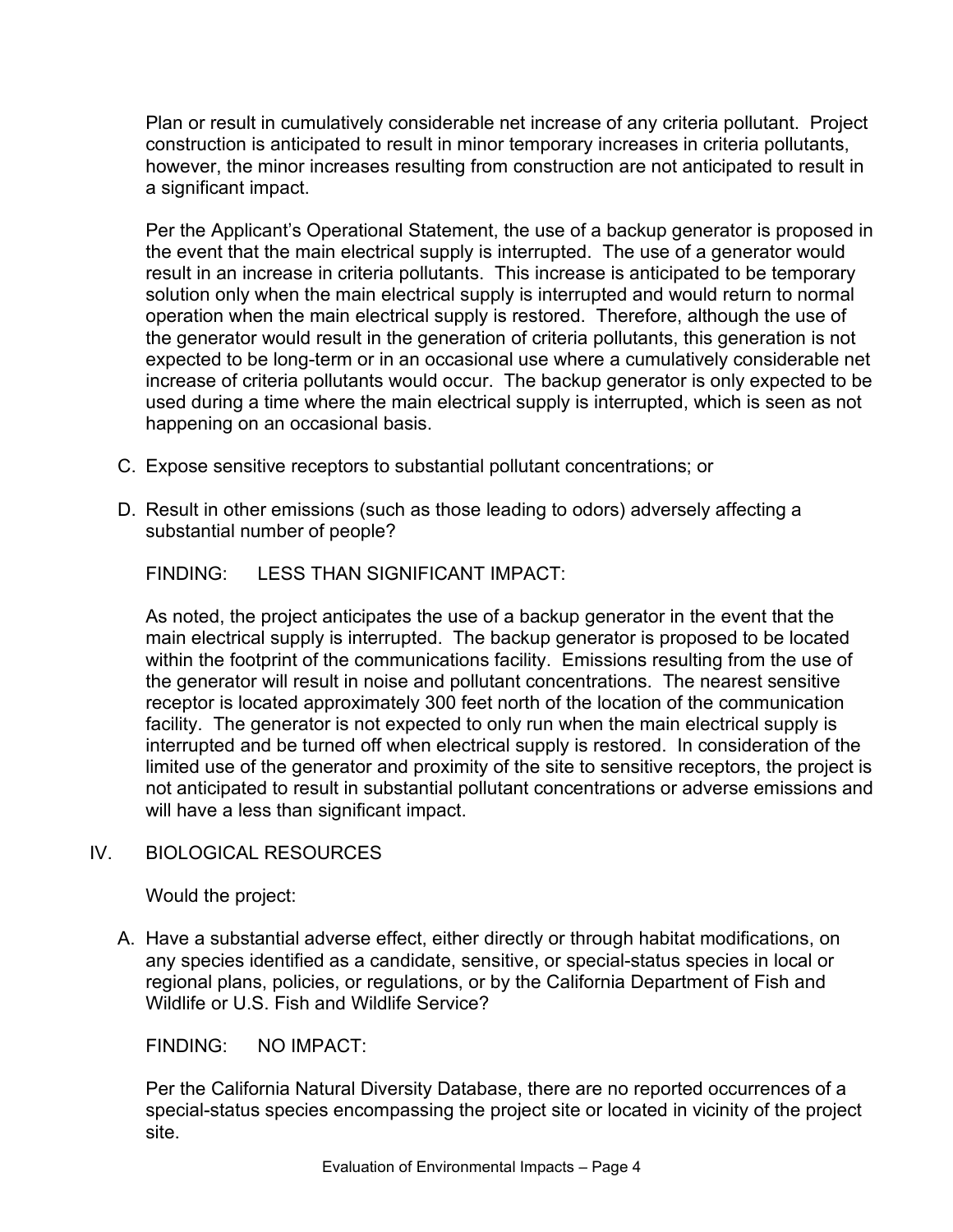Plan or result in cumulatively considerable net increase of any criteria pollutant. Project construction is anticipated to result in minor temporary increases in criteria pollutants, however, the minor increases resulting from construction are not anticipated to result in a significant impact.

Per the Applicant's Operational Statement, the use of a backup generator is proposed in the event that the main electrical supply is interrupted. The use of a generator would result in an increase in criteria pollutants. This increase is anticipated to be temporary solution only when the main electrical supply is interrupted and would return to normal operation when the main electrical supply is restored. Therefore, although the use of the generator would result in the generation of criteria pollutants, this generation is not expected to be long-term or in an occasional use where a cumulatively considerable net increase of criteria pollutants would occur. The backup generator is only expected to be used during a time where the main electrical supply is interrupted, which is seen as not happening on an occasional basis.

C. Expose sensitive receptors to substantial pollutant concentrations; or

D. Result in other emissions (such as those leading to odors) adversely affecting a substantial number of people?

FINDING: LESS THAN SIGNIFICANT IMPACT:

As noted, the project anticipates the use of a backup generator in the event that the main electrical supply is interrupted. The backup generator is proposed to be located within the footprint of the communications facility. Emissions resulting from the use of the generator will result in noise and pollutant concentrations. The nearest sensitive receptor is located approximately 300 feet north of the location of the communication facility. The generator is not expected to only run when the main electrical supply is interrupted and be turned off when electrical supply is restored. In consideration of the limited use of the generator and proximity of the site to sensitive receptors, the project is not anticipated to result in substantial pollutant concentrations or adverse emissions and will have a less than significant impact.

IV. BIOLOGICAL RESOURCES

Would the project:

A. Have a substantial adverse effect, either directly or through habitat modifications, on any species identified as a candidate, sensitive, or special-status species in local or regional plans, policies, or regulations, or by the California Department of Fish and Wildlife or U.S. Fish and Wildlife Service?

FINDING: NO IMPACT:

Per the California Natural Diversity Database, there are no reported occurrences of a special-status species encompassing the project site or located in vicinity of the project site.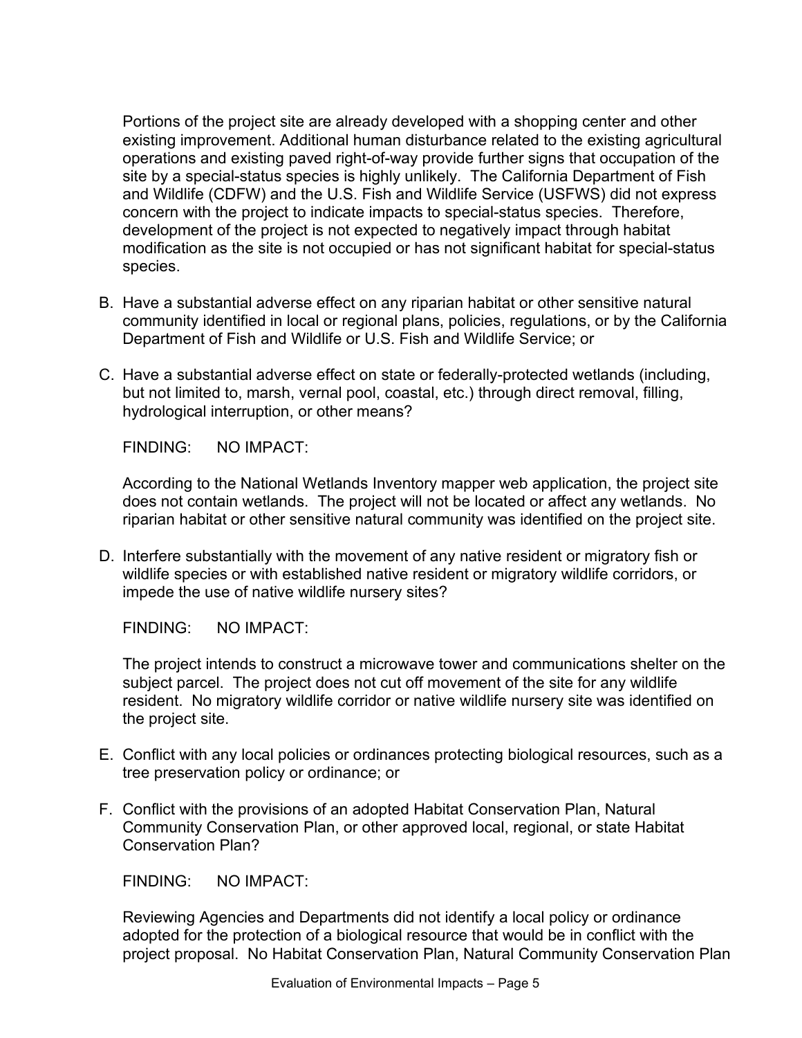Portions of the project site are already developed with a shopping center and other existing improvement. Additional human disturbance related to the existing agricultural operations and existing paved right-of-way provide further signs that occupation of the site by a special-status species is highly unlikely. The California Department of Fish and Wildlife (CDFW) and the U.S. Fish and Wildlife Service (USFWS) did not express concern with the project to indicate impacts to special-status species. Therefore, development of the project is not expected to negatively impact through habitat modification as the site is not occupied or has not significant habitat for special-status species.

B. Have a substantial adverse effect on any riparian habitat or other sensitive natural community identified in local or regional plans, policies, regulations, or by the California Department of Fish and Wildlife or U.S. Fish and Wildlife Service; or

C. Have a substantial adverse effect on state or federally-protected wetlands (including, but not limited to, marsh, vernal pool, coastal, etc.) through direct removal, filling, hydrological interruption, or other means?

FINDING: NO IMPACT:

According to the National Wetlands Inventory mapper web application, the project site does not contain wetlands. The project will not be located or affect any wetlands. No riparian habitat or other sensitive natural community was identified on the project site.

D. Interfere substantially with the movement of any native resident or migratory fish or wildlife species or with established native resident or migratory wildlife corridors, or impede the use of native wildlife nursery sites?

FINDING: NO IMPACT:

The project intends to construct a microwave tower and communications shelter on the subject parcel. The project does not cut off movement of the site for any wildlife resident. No migratory wildlife corridor or native wildlife nursery site was identified on the project site.

E. Conflict with any local policies or ordinances protecting biological resources, such as a tree preservation policy or ordinance; or

F. Conflict with the provisions of an adopted Habitat Conservation Plan, Natural Community Conservation Plan, or other approved local, regional, or state Habitat Conservation Plan?

FINDING: NO IMPACT:

Reviewing Agencies and Departments did not identify a local policy or ordinance adopted for the protection of a biological resource that would be in conflict with the project proposal. No Habitat Conservation Plan, Natural Community Conservation Plan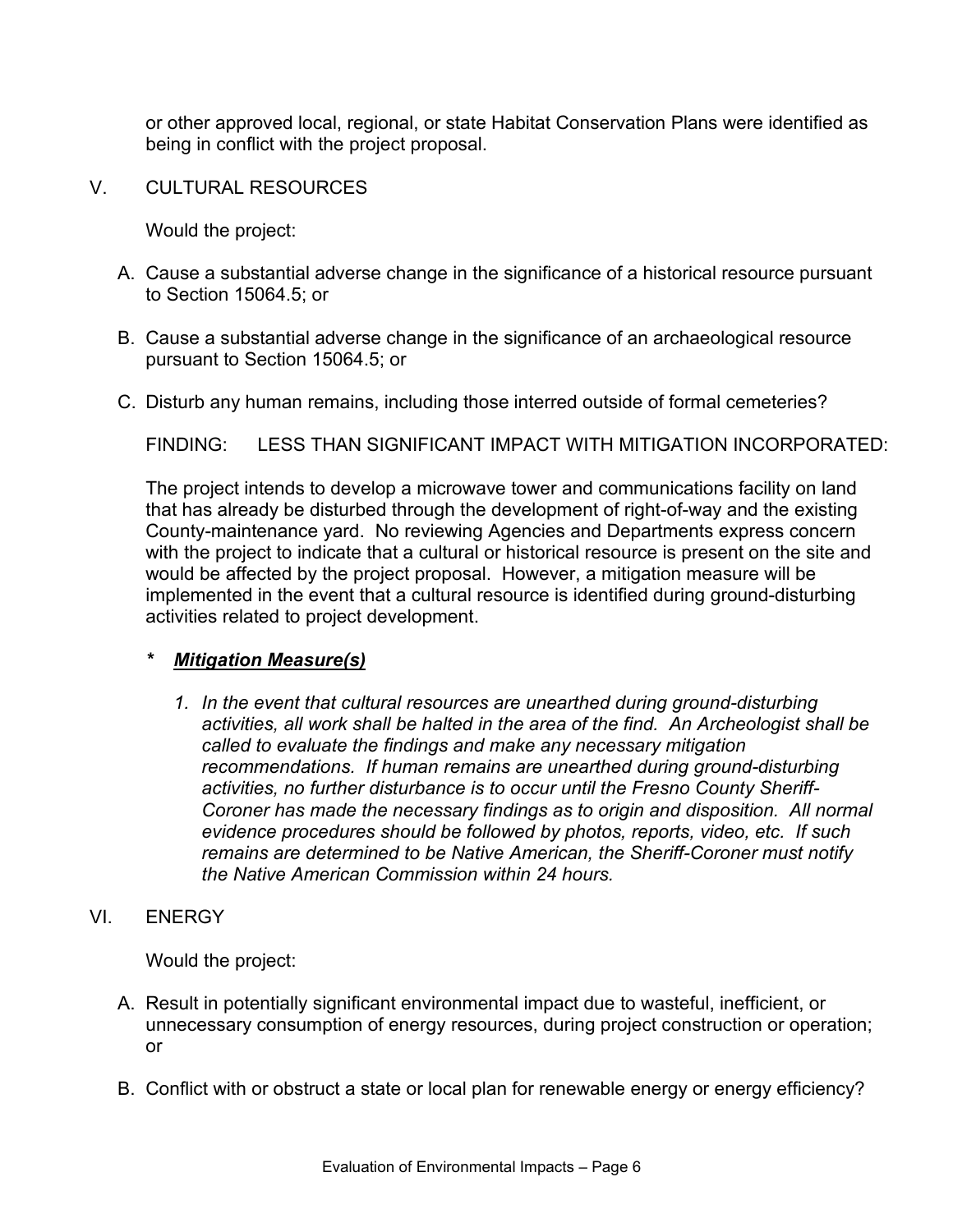or other approved local, regional, or state Habitat Conservation Plans were identified as being in conflict with the project proposal.

V. CULTURAL RESOURCES

Would the project:

A. Cause a substantial adverse change in the significance of a historical resource pursuant to Section 15064.5; or

B. Cause a substantial adverse change in the significance of an archaeological resource pursuant to Section 15064.5; or

C. Disturb any human remains, including those interred outside of formal cemeteries?

FINDING: LESS THAN SIGNIFICANT IMPACT WITH MITIGATION INCORPORATED:

The project intends to develop a microwave tower and communications facility on land that has already be disturbed through the development of right-of-way and the existing County-maintenance yard. No reviewing Agencies and Departments express concern with the project to indicate that a cultural or historical resource is present on the site and would be affected by the project proposal. However, a mitigation measure will be implemented in the event that a cultural resource is identified during ground-disturbing activities related to project development.

**\*** ***Mitigation Measure(s)***

1. *In the event that cultural resources are unearthed during ground-disturbing activities, all work shall be halted in the area of the find. An Archeologist shall be called to evaluate the findings and make any necessary mitigation recommendations. If human remains are unearthed during ground-disturbing activities, no further disturbance is to occur until the Fresno County Sheriff-Coroner has made the necessary findings as to origin and disposition. All normal evidence procedures should be followed by photos, reports, video, etc. If such remains are determined to be Native American, the Sheriff-Coroner must notify the Native American Commission within 24 hours.*

VI. ENERGY

Would the project:

A. Result in potentially significant environmental impact due to wasteful, inefficient, or unnecessary consumption of energy resources, during project construction or operation; or

B. Conflict with or obstruct a state or local plan for renewable energy or energy efficiency?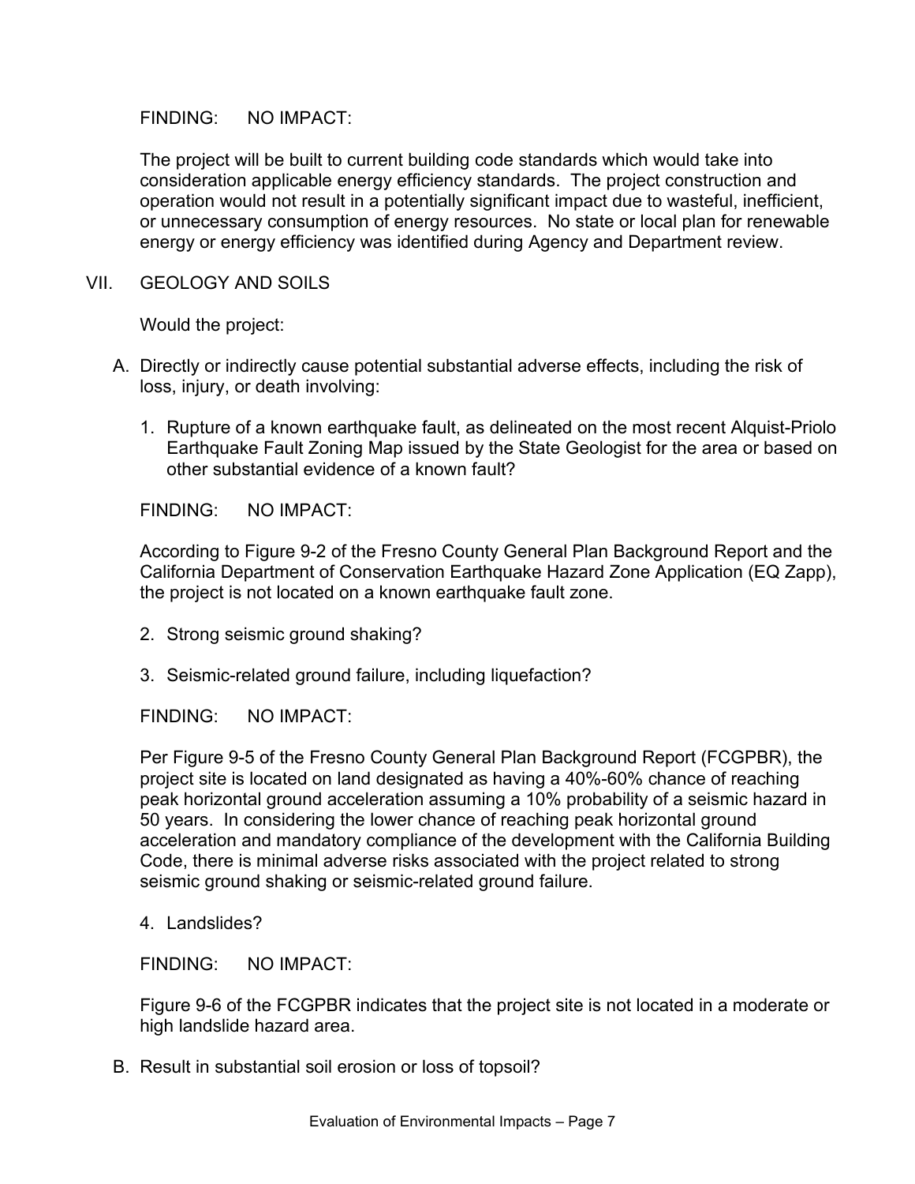FINDING: NO IMPACT:

The project will be built to current building code standards which would take into consideration applicable energy efficiency standards. The project construction and operation would not result in a potentially significant impact due to wasteful, inefficient, or unnecessary consumption of energy resources. No state or local plan for renewable energy or energy efficiency was identified during Agency and Department review.

## VII. GEOLOGY AND SOILS

Would the project:

A. Directly or indirectly cause potential substantial adverse effects, including the risk of loss, injury, or death involving:

1. Rupture of a known earthquake fault, as delineated on the most recent Alquist-Priolo Earthquake Fault Zoning Map issued by the State Geologist for the area or based on other substantial evidence of a known fault?

FINDING: NO IMPACT:

According to Figure 9-2 of the Fresno County General Plan Background Report and the California Department of Conservation Earthquake Hazard Zone Application (EQ Zapp), the project is not located on a known earthquake fault zone.

2. Strong seismic ground shaking?

3. Seismic-related ground failure, including liquefaction?

FINDING: NO IMPACT:

Per Figure 9-5 of the Fresno County General Plan Background Report (FCGPBR), the project site is located on land designated as having a 40%-60% chance of reaching peak horizontal ground acceleration assuming a 10% probability of a seismic hazard in 50 years. In considering the lower chance of reaching peak horizontal ground acceleration and mandatory compliance of the development with the California Building Code, there is minimal adverse risks associated with the project related to strong seismic ground shaking or seismic-related ground failure.

4. Landslides?

FINDING: NO IMPACT:

Figure 9-6 of the FCGPBR indicates that the project site is not located in a moderate or high landslide hazard area.

B. Result in substantial soil erosion or loss of topsoil?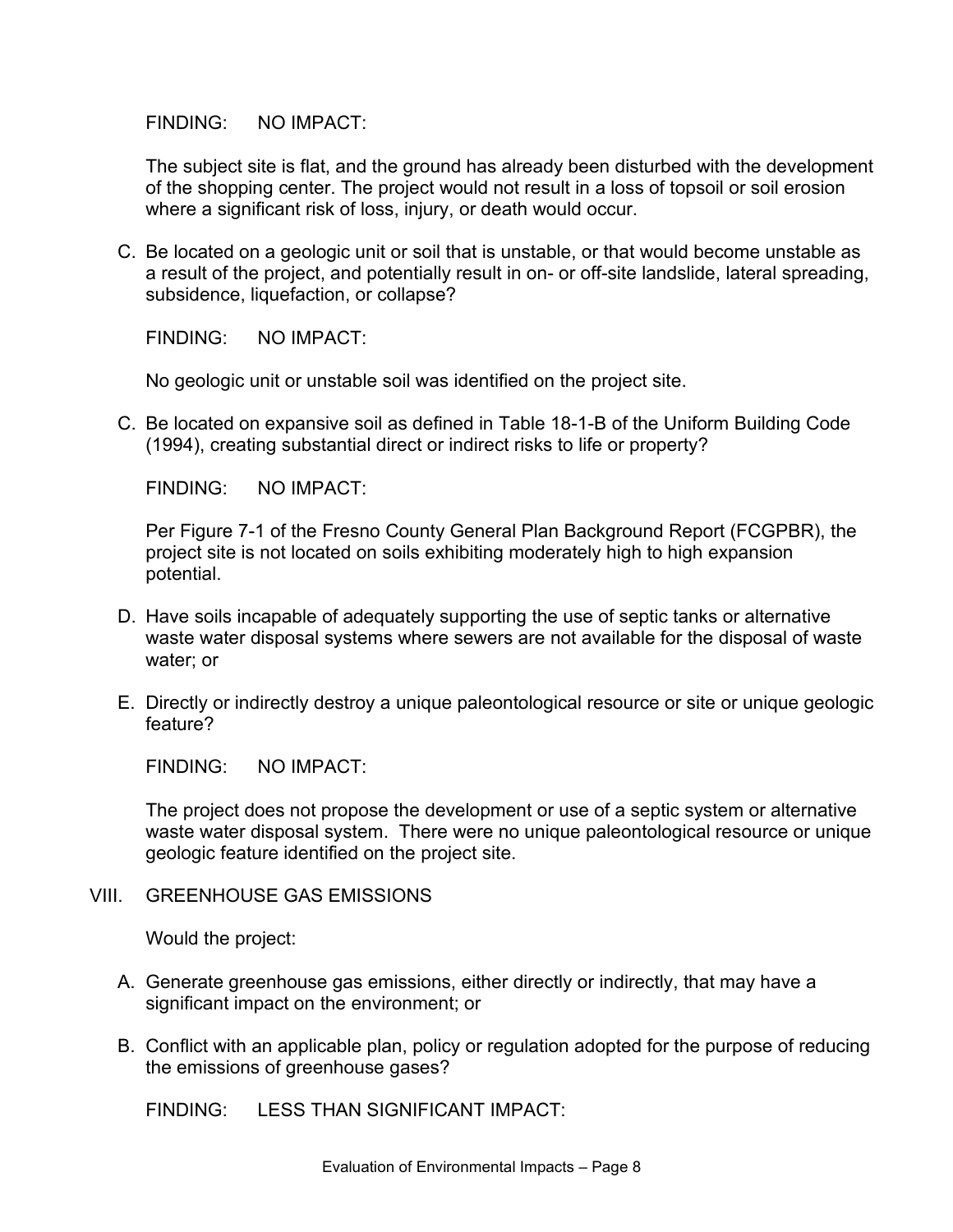FINDING: NO IMPACT:

The subject site is flat, and the ground has already been disturbed with the development of the shopping center. The project would not result in a loss of topsoil or soil erosion where a significant risk of loss, injury, or death would occur.

C. Be located on a geologic unit or soil that is unstable, or that would become unstable as a result of the project, and potentially result in on- or off-site landslide, lateral spreading, subsidence, liquefaction, or collapse?

FINDING: NO IMPACT:

No geologic unit or unstable soil was identified on the project site.

C. Be located on expansive soil as defined in Table 18-1-B of the Uniform Building Code (1994), creating substantial direct or indirect risks to life or property?

FINDING: NO IMPACT:

Per Figure 7-1 of the Fresno County General Plan Background Report (FCGPBR), the project site is not located on soils exhibiting moderately high to high expansion potential.

D. Have soils incapable of adequately supporting the use of septic tanks or alternative waste water disposal systems where sewers are not available for the disposal of waste water; or

E. Directly or indirectly destroy a unique paleontological resource or site or unique geologic feature?

FINDING: NO IMPACT:

The project does not propose the development or use of a septic system or alternative waste water disposal system. There were no unique paleontological resource or unique geologic feature identified on the project site.

## VIII. GREENHOUSE GAS EMISSIONS

Would the project:

A. Generate greenhouse gas emissions, either directly or indirectly, that may have a significant impact on the environment; or

B. Conflict with an applicable plan, policy or regulation adopted for the purpose of reducing the emissions of greenhouse gases?

FINDING: LESS THAN SIGNIFICANT IMPACT: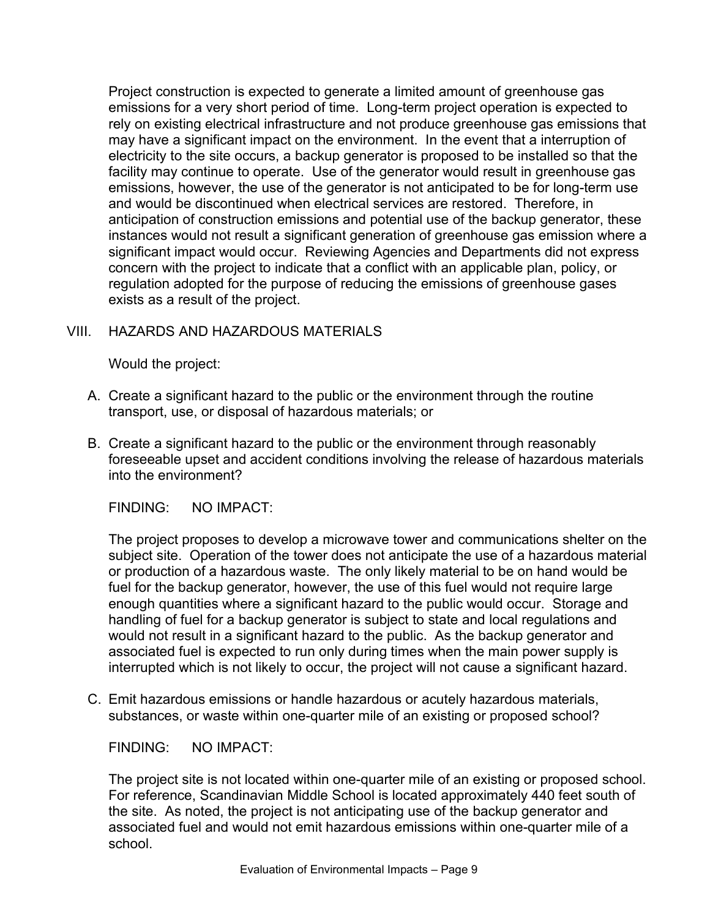Project construction is expected to generate a limited amount of greenhouse gas emissions for a very short period of time. Long-term project operation is expected to rely on existing electrical infrastructure and not produce greenhouse gas emissions that may have a significant impact on the environment. In the event that a interruption of electricity to the site occurs, a backup generator is proposed to be installed so that the facility may continue to operate. Use of the generator would result in greenhouse gas emissions, however, the use of the generator is not anticipated to be for long-term use and would be discontinued when electrical services are restored. Therefore, in anticipation of construction emissions and potential use of the backup generator, these instances would not result a significant generation of greenhouse gas emission where a significant impact would occur. Reviewing Agencies and Departments did not express concern with the project to indicate that a conflict with an applicable plan, policy, or regulation adopted for the purpose of reducing the emissions of greenhouse gases exists as a result of the project.

## VIII. HAZARDS AND HAZARDOUS MATERIALS

Would the project:

A. Create a significant hazard to the public or the environment through the routine transport, use, or disposal of hazardous materials; or

B. Create a significant hazard to the public or the environment through reasonably foreseeable upset and accident conditions involving the release of hazardous materials into the environment?

FINDING: NO IMPACT:

The project proposes to develop a microwave tower and communications shelter on the subject site. Operation of the tower does not anticipate the use of a hazardous material or production of a hazardous waste. The only likely material to be on hand would be fuel for the backup generator, however, the use of this fuel would not require large enough quantities where a significant hazard to the public would occur. Storage and handling of fuel for a backup generator is subject to state and local regulations and would not result in a significant hazard to the public. As the backup generator and associated fuel is expected to run only during times when the main power supply is interrupted which is not likely to occur, the project will not cause a significant hazard.

C. Emit hazardous emissions or handle hazardous or acutely hazardous materials, substances, or waste within one-quarter mile of an existing or proposed school?

FINDING: NO IMPACT:

The project site is not located within one-quarter mile of an existing or proposed school. For reference, Scandinavian Middle School is located approximately 440 feet south of the site. As noted, the project is not anticipating use of the backup generator and associated fuel and would not emit hazardous emissions within one-quarter mile of a school.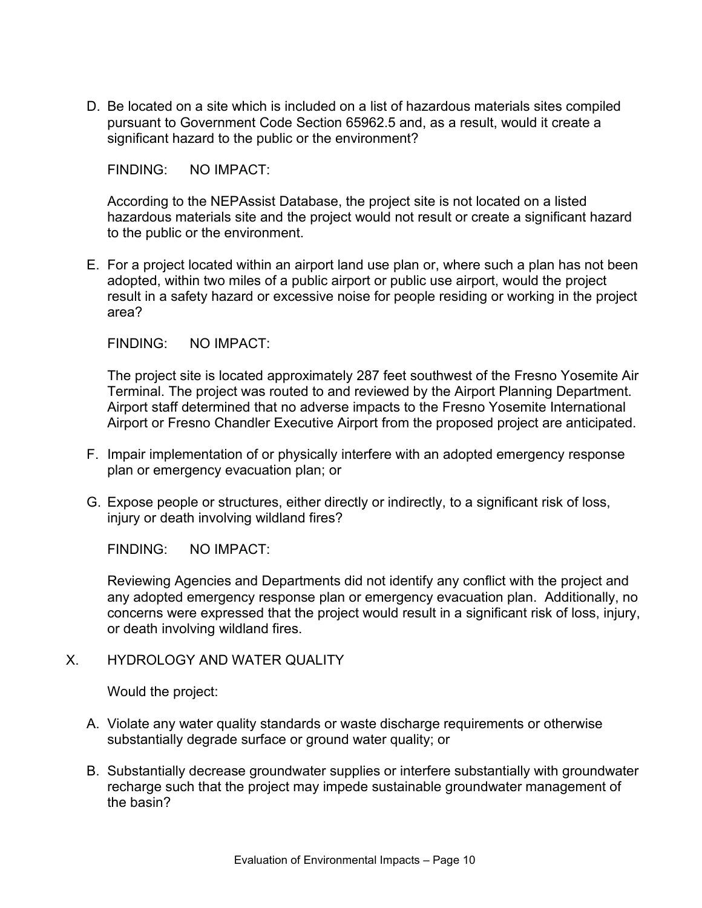D. Be located on a site which is included on a list of hazardous materials sites compiled pursuant to Government Code Section 65962.5 and, as a result, would it create a significant hazard to the public or the environment?

FINDING: NO IMPACT:

According to the NEPAssist Database, the project site is not located on a listed hazardous materials site and the project would not result or create a significant hazard to the public or the environment.

E. For a project located within an airport land use plan or, where such a plan has not been adopted, within two miles of a public airport or public use airport, would the project result in a safety hazard or excessive noise for people residing or working in the project area?

FINDING: NO IMPACT:

The project site is located approximately 287 feet southwest of the Fresno Yosemite Air Terminal. The project was routed to and reviewed by the Airport Planning Department. Airport staff determined that no adverse impacts to the Fresno Yosemite International Airport or Fresno Chandler Executive Airport from the proposed project are anticipated.

F. Impair implementation of or physically interfere with an adopted emergency response plan or emergency evacuation plan; or

G. Expose people or structures, either directly or indirectly, to a significant risk of loss, injury or death involving wildland fires?

FINDING: NO IMPACT:

Reviewing Agencies and Departments did not identify any conflict with the project and any adopted emergency response plan or emergency evacuation plan. Additionally, no concerns were expressed that the project would result in a significant risk of loss, injury, or death involving wildland fires.

## X. HYDROLOGY AND WATER QUALITY

Would the project:

A. Violate any water quality standards or waste discharge requirements or otherwise substantially degrade surface or ground water quality; or

B. Substantially decrease groundwater supplies or interfere substantially with groundwater recharge such that the project may impede sustainable groundwater management of the basin?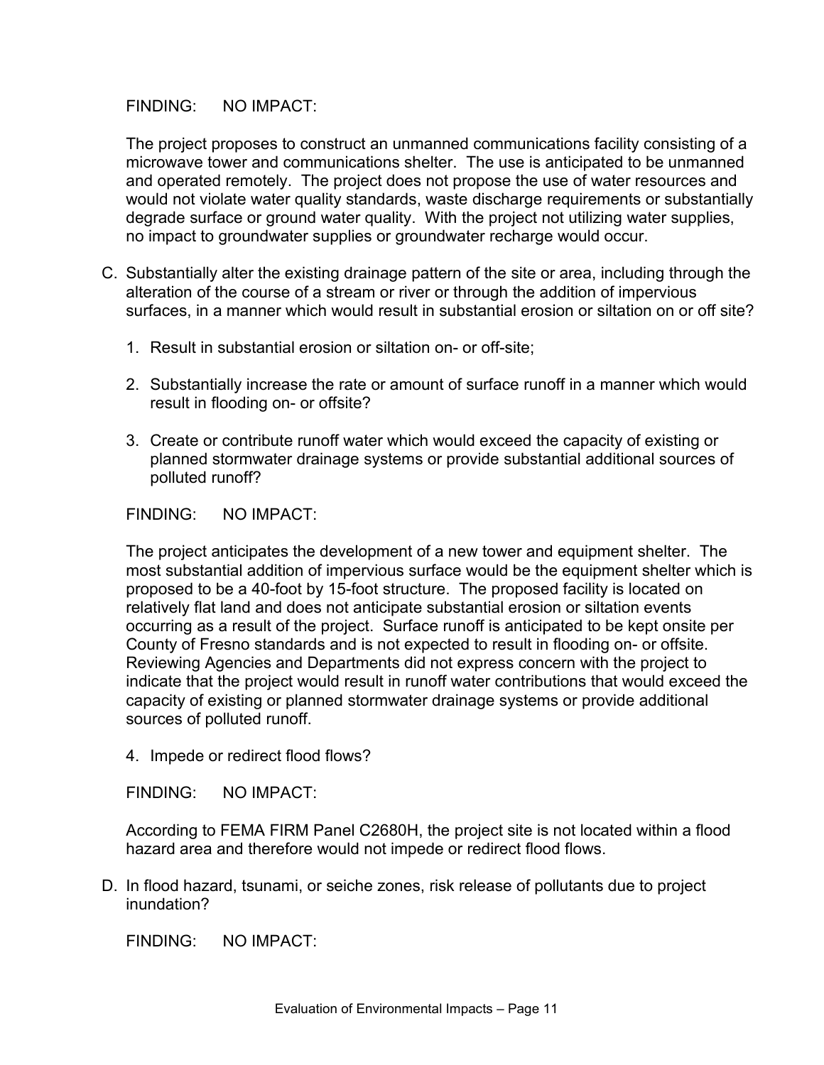FINDING: NO IMPACT:

The project proposes to construct an unmanned communications facility consisting of a microwave tower and communications shelter. The use is anticipated to be unmanned and operated remotely. The project does not propose the use of water resources and would not violate water quality standards, waste discharge requirements or substantially degrade surface or ground water quality. With the project not utilizing water supplies, no impact to groundwater supplies or groundwater recharge would occur.

C. Substantially alter the existing drainage pattern of the site or area, including through the alteration of the course of a stream or river or through the addition of impervious surfaces, in a manner which would result in substantial erosion or siltation on or off site?

   1. Result in substantial erosion or siltation on- or off-site;

   2. Substantially increase the rate or amount of surface runoff in a manner which would result in flooding on- or offsite?

   3. Create or contribute runoff water which would exceed the capacity of existing or planned stormwater drainage systems or provide substantial additional sources of polluted runoff?

   FINDING: NO IMPACT:

   The project anticipates the development of a new tower and equipment shelter. The most substantial addition of impervious surface would be the equipment shelter which is proposed to be a 40-foot by 15-foot structure. The proposed facility is located on relatively flat land and does not anticipate substantial erosion or siltation events occurring as a result of the project. Surface runoff is anticipated to be kept onsite per County of Fresno standards and is not expected to result in flooding on- or offsite. Reviewing Agencies and Departments did not express concern with the project to indicate that the project would result in runoff water contributions that would exceed the capacity of existing or planned stormwater drainage systems or provide additional sources of polluted runoff.

   4. Impede or redirect flood flows?

   FINDING: NO IMPACT:

   According to FEMA FIRM Panel C2680H, the project site is not located within a flood hazard area and therefore would not impede or redirect flood flows.

D. In flood hazard, tsunami, or seiche zones, risk release of pollutants due to project inundation?

   FINDING: NO IMPACT: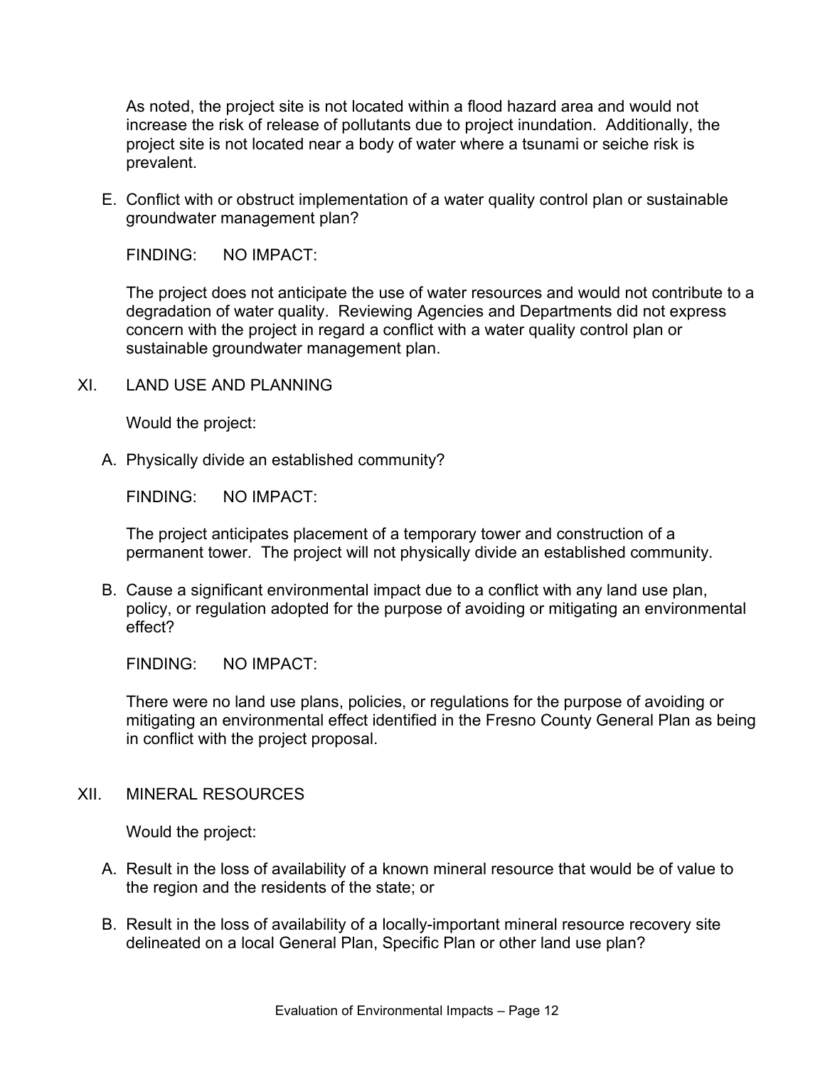As noted, the project site is not located within a flood hazard area and would not increase the risk of release of pollutants due to project inundation. Additionally, the project site is not located near a body of water where a tsunami or seiche risk is prevalent.

E. Conflict with or obstruct implementation of a water quality control plan or sustainable groundwater management plan?

FINDING: NO IMPACT:

The project does not anticipate the use of water resources and would not contribute to a degradation of water quality. Reviewing Agencies and Departments did not express concern with the project in regard a conflict with a water quality control plan or sustainable groundwater management plan.

## XI. LAND USE AND PLANNING

Would the project:

A. Physically divide an established community?

FINDING: NO IMPACT:

The project anticipates placement of a temporary tower and construction of a permanent tower. The project will not physically divide an established community.

B. Cause a significant environmental impact due to a conflict with any land use plan, policy, or regulation adopted for the purpose of avoiding or mitigating an environmental effect?

FINDING: NO IMPACT:

There were no land use plans, policies, or regulations for the purpose of avoiding or mitigating an environmental effect identified in the Fresno County General Plan as being in conflict with the project proposal.

## XII. MINERAL RESOURCES

Would the project:

A. Result in the loss of availability of a known mineral resource that would be of value to the region and the residents of the state; or

B. Result in the loss of availability of a locally-important mineral resource recovery site delineated on a local General Plan, Specific Plan or other land use plan?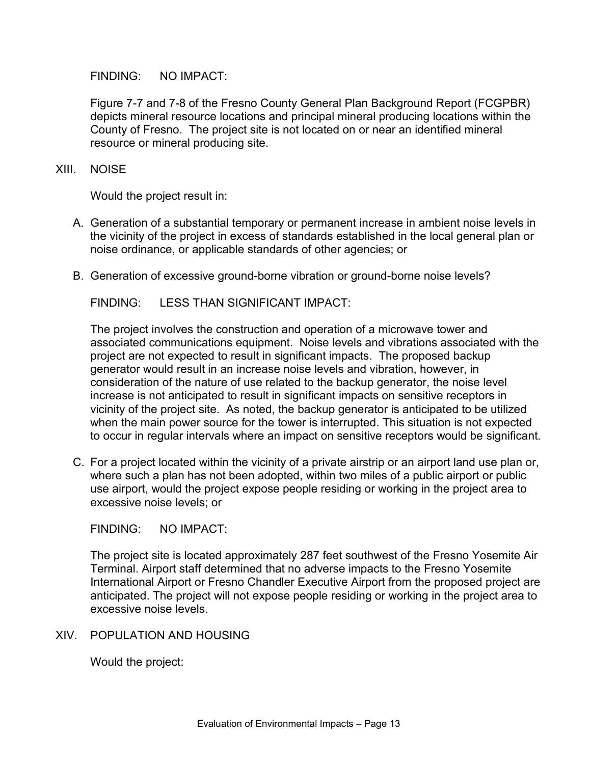FINDING: NO IMPACT:

Figure 7-7 and 7-8 of the Fresno County General Plan Background Report (FCGPBR) depicts mineral resource locations and principal mineral producing locations within the County of Fresno. The project site is not located on or near an identified mineral resource or mineral producing site.

## XIII. NOISE

Would the project result in:

A. Generation of a substantial temporary or permanent increase in ambient noise levels in the vicinity of the project in excess of standards established in the local general plan or noise ordinance, or applicable standards of other agencies; or

B. Generation of excessive ground-borne vibration or ground-borne noise levels?

FINDING: LESS THAN SIGNIFICANT IMPACT:

The project involves the construction and operation of a microwave tower and associated communications equipment. Noise levels and vibrations associated with the project are not expected to result in significant impacts. The proposed backup generator would result in an increase noise levels and vibration, however, in consideration of the nature of use related to the backup generator, the noise level increase is not anticipated to result in significant impacts on sensitive receptors in vicinity of the project site. As noted, the backup generator is anticipated to be utilized when the main power source for the tower is interrupted. This situation is not expected to occur in regular intervals where an impact on sensitive receptors would be significant.

C. For a project located within the vicinity of a private airstrip or an airport land use plan or, where such a plan has not been adopted, within two miles of a public airport or public use airport, would the project expose people residing or working in the project area to excessive noise levels; or

FINDING: NO IMPACT:

The project site is located approximately 287 feet southwest of the Fresno Yosemite Air Terminal. Airport staff determined that no adverse impacts to the Fresno Yosemite International Airport or Fresno Chandler Executive Airport from the proposed project are anticipated. The project will not expose people residing or working in the project area to excessive noise levels.

## XIV. POPULATION AND HOUSING

Would the project: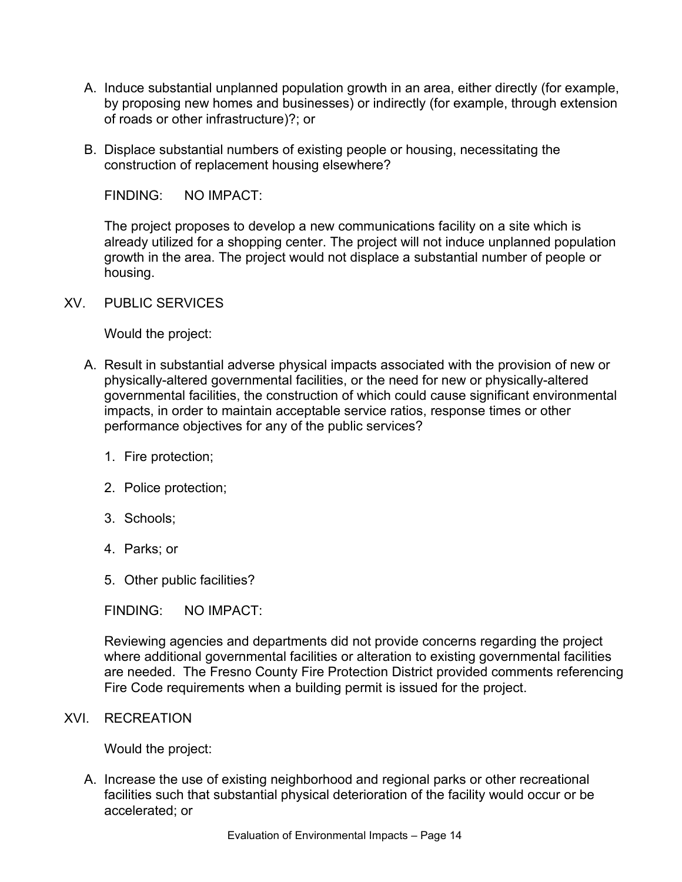A. Induce substantial unplanned population growth in an area, either directly (for example, by proposing new homes and businesses) or indirectly (for example, through extension of roads or other infrastructure)?; or

B. Displace substantial numbers of existing people or housing, necessitating the construction of replacement housing elsewhere?

FINDING: NO IMPACT:

The project proposes to develop a new communications facility on a site which is already utilized for a shopping center. The project will not induce unplanned population growth in the area. The project would not displace a substantial number of people or housing.

## XV. PUBLIC SERVICES

Would the project:

A. Result in substantial adverse physical impacts associated with the provision of new or physically-altered governmental facilities, or the need for new or physically-altered governmental facilities, the construction of which could cause significant environmental impacts, in order to maintain acceptable service ratios, response times or other performance objectives for any of the public services?

   1. Fire protection;
   2. Police protection;
   3. Schools;
   4. Parks; or
   5. Other public facilities?

FINDING: NO IMPACT:

Reviewing agencies and departments did not provide concerns regarding the project where additional governmental facilities or alteration to existing governmental facilities are needed. The Fresno County Fire Protection District provided comments referencing Fire Code requirements when a building permit is issued for the project.

## XVI. RECREATION

Would the project:

A. Increase the use of existing neighborhood and regional parks or other recreational facilities such that substantial physical deterioration of the facility would occur or be accelerated; or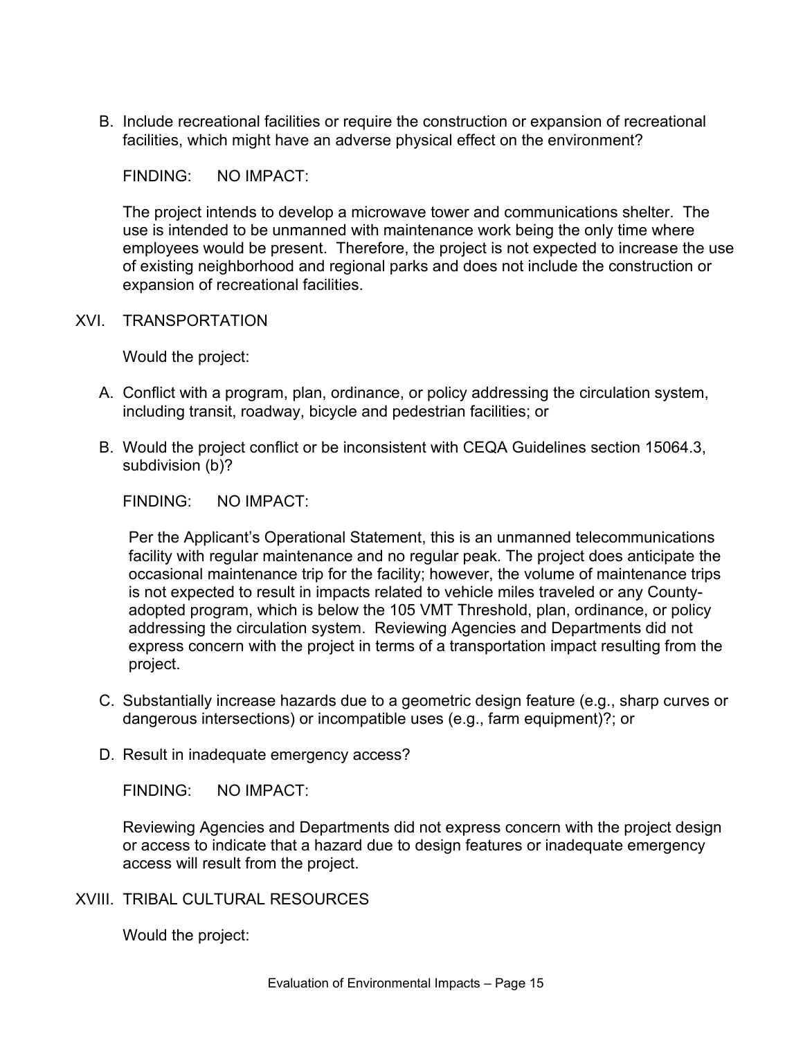B. Include recreational facilities or require the construction or expansion of recreational facilities, which might have an adverse physical effect on the environment?

   FINDING: NO IMPACT:

   The project intends to develop a microwave tower and communications shelter. The use is intended to be unmanned with maintenance work being the only time where employees would be present. Therefore, the project is not expected to increase the use of existing neighborhood and regional parks and does not include the construction or expansion of recreational facilities.

## XVI. TRANSPORTATION

Would the project:

A. Conflict with a program, plan, ordinance, or policy addressing the circulation system, including transit, roadway, bicycle and pedestrian facilities; or

B. Would the project conflict or be inconsistent with CEQA Guidelines section 15064.3, subdivision (b)?

   FINDING: NO IMPACT:

   Per the Applicant's Operational Statement, this is an unmanned telecommunications facility with regular maintenance and no regular peak. The project does anticipate the occasional maintenance trip for the facility; however, the volume of maintenance trips is not expected to result in impacts related to vehicle miles traveled or any County-adopted program, which is below the 105 VMT Threshold, plan, ordinance, or policy addressing the circulation system. Reviewing Agencies and Departments did not express concern with the project in terms of a transportation impact resulting from the project.

C. Substantially increase hazards due to a geometric design feature (e.g., sharp curves or dangerous intersections) or incompatible uses (e.g., farm equipment)?; or

D. Result in inadequate emergency access?

   FINDING: NO IMPACT:

   Reviewing Agencies and Departments did not express concern with the project design or access to indicate that a hazard due to design features or inadequate emergency access will result from the project.

## XVIII. TRIBAL CULTURAL RESOURCES

Would the project: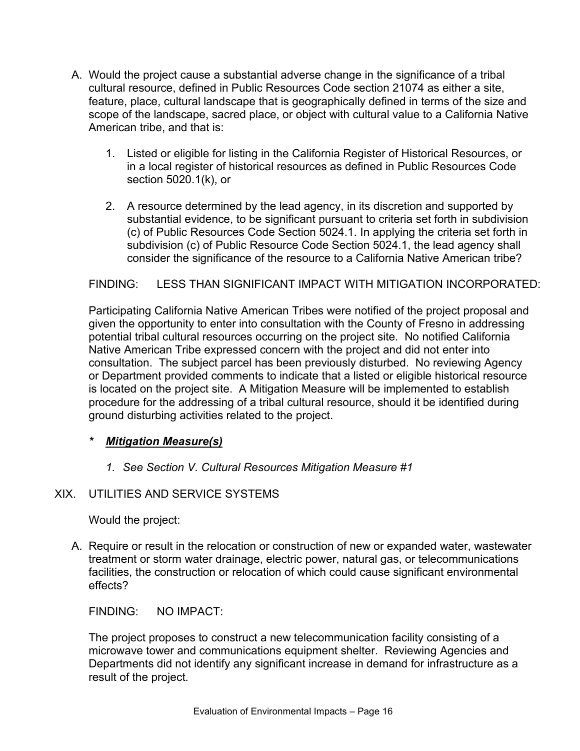A. Would the project cause a substantial adverse change in the significance of a tribal cultural resource, defined in Public Resources Code section 21074 as either a site, feature, place, cultural landscape that is geographically defined in terms of the size and scope of the landscape, sacred place, or object with cultural value to a California Native American tribe, and that is:

   1. Listed or eligible for listing in the California Register of Historical Resources, or in a local register of historical resources as defined in Public Resources Code section 5020.1(k), or

   2. A resource determined by the lead agency, in its discretion and supported by substantial evidence, to be significant pursuant to criteria set forth in subdivision (c) of Public Resources Code Section 5024.1. In applying the criteria set forth in subdivision (c) of Public Resource Code Section 5024.1, the lead agency shall consider the significance of the resource to a California Native American tribe?

   FINDING: LESS THAN SIGNIFICANT IMPACT WITH MITIGATION INCORPORATED:

   Participating California Native American Tribes were notified of the project proposal and given the opportunity to enter into consultation with the County of Fresno in addressing potential tribal cultural resources occurring on the project site. No notified California Native American Tribe expressed concern with the project and did not enter into consultation. The subject parcel has been previously disturbed. No reviewing Agency or Department provided comments to indicate that a listed or eligible historical resource is located on the project site. A Mitigation Measure will be implemented to establish procedure for the addressing of a tribal cultural resource, should it be identified during ground disturbing activities related to the project.

   \* ***Mitigation Measure(s)***

   1. *See Section V. Cultural Resources Mitigation Measure #1*

XIX. UTILITIES AND SERVICE SYSTEMS

Would the project:

A. Require or result in the relocation or construction of new or expanded water, wastewater treatment or storm water drainage, electric power, natural gas, or telecommunications facilities, the construction or relocation of which could cause significant environmental effects?

   FINDING: NO IMPACT:

   The project proposes to construct a new telecommunication facility consisting of a microwave tower and communications equipment shelter. Reviewing Agencies and Departments did not identify any significant increase in demand for infrastructure as a result of the project.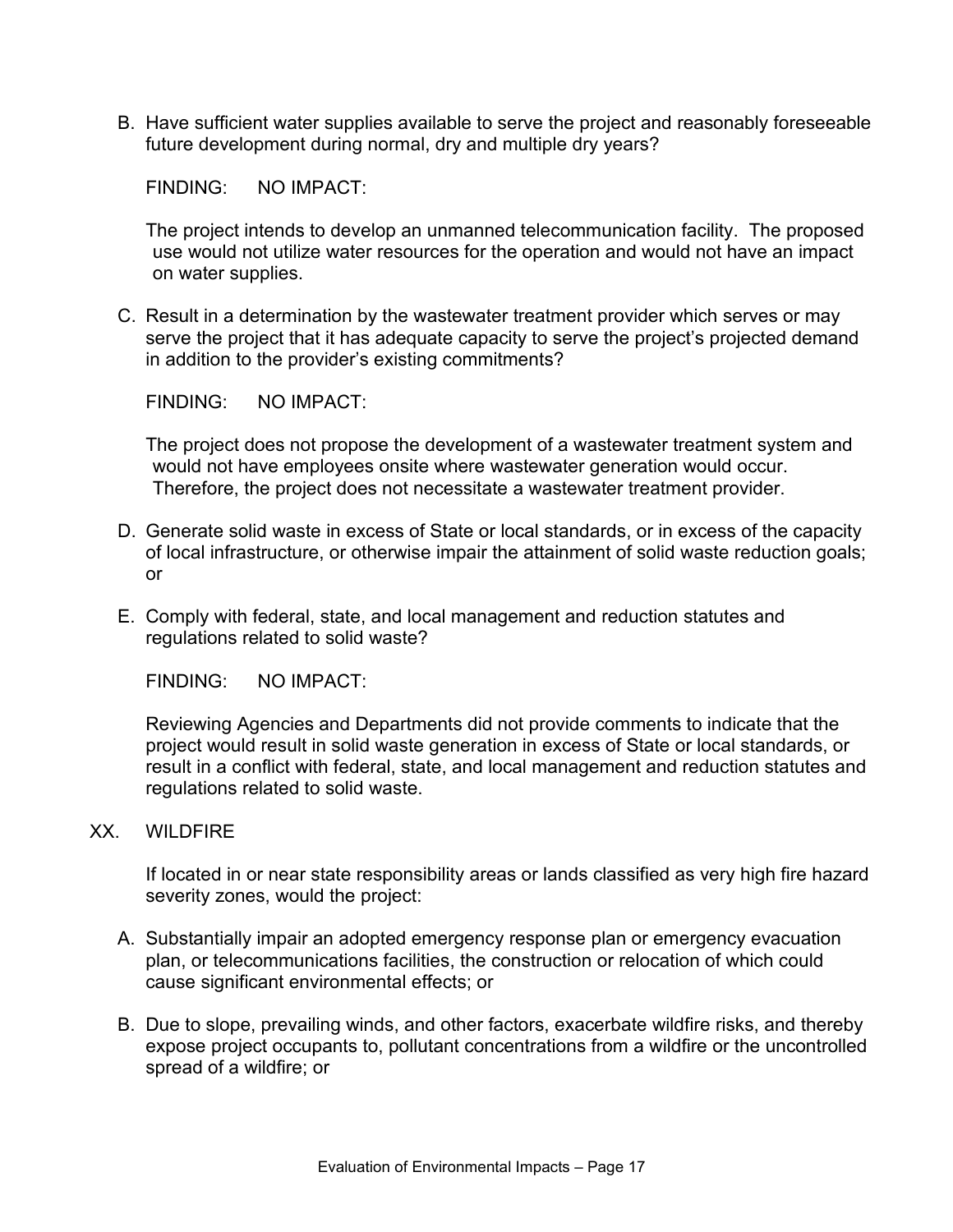B. Have sufficient water supplies available to serve the project and reasonably foreseeable future development during normal, dry and multiple dry years?

   FINDING: NO IMPACT:

   The project intends to develop an unmanned telecommunication facility. The proposed use would not utilize water resources for the operation and would not have an impact on water supplies.

C. Result in a determination by the wastewater treatment provider which serves or may serve the project that it has adequate capacity to serve the project's projected demand in addition to the provider's existing commitments?

   FINDING: NO IMPACT:

   The project does not propose the development of a wastewater treatment system and would not have employees onsite where wastewater generation would occur. Therefore, the project does not necessitate a wastewater treatment provider.

D. Generate solid waste in excess of State or local standards, or in excess of the capacity of local infrastructure, or otherwise impair the attainment of solid waste reduction goals; or

E. Comply with federal, state, and local management and reduction statutes and regulations related to solid waste?

   FINDING: NO IMPACT:

   Reviewing Agencies and Departments did not provide comments to indicate that the project would result in solid waste generation in excess of State or local standards, or result in a conflict with federal, state, and local management and reduction statutes and regulations related to solid waste.

## XX. WILDFIRE

If located in or near state responsibility areas or lands classified as very high fire hazard severity zones, would the project:

A. Substantially impair an adopted emergency response plan or emergency evacuation plan, or telecommunications facilities, the construction or relocation of which could cause significant environmental effects; or

B. Due to slope, prevailing winds, and other factors, exacerbate wildfire risks, and thereby expose project occupants to, pollutant concentrations from a wildfire or the uncontrolled spread of a wildfire; or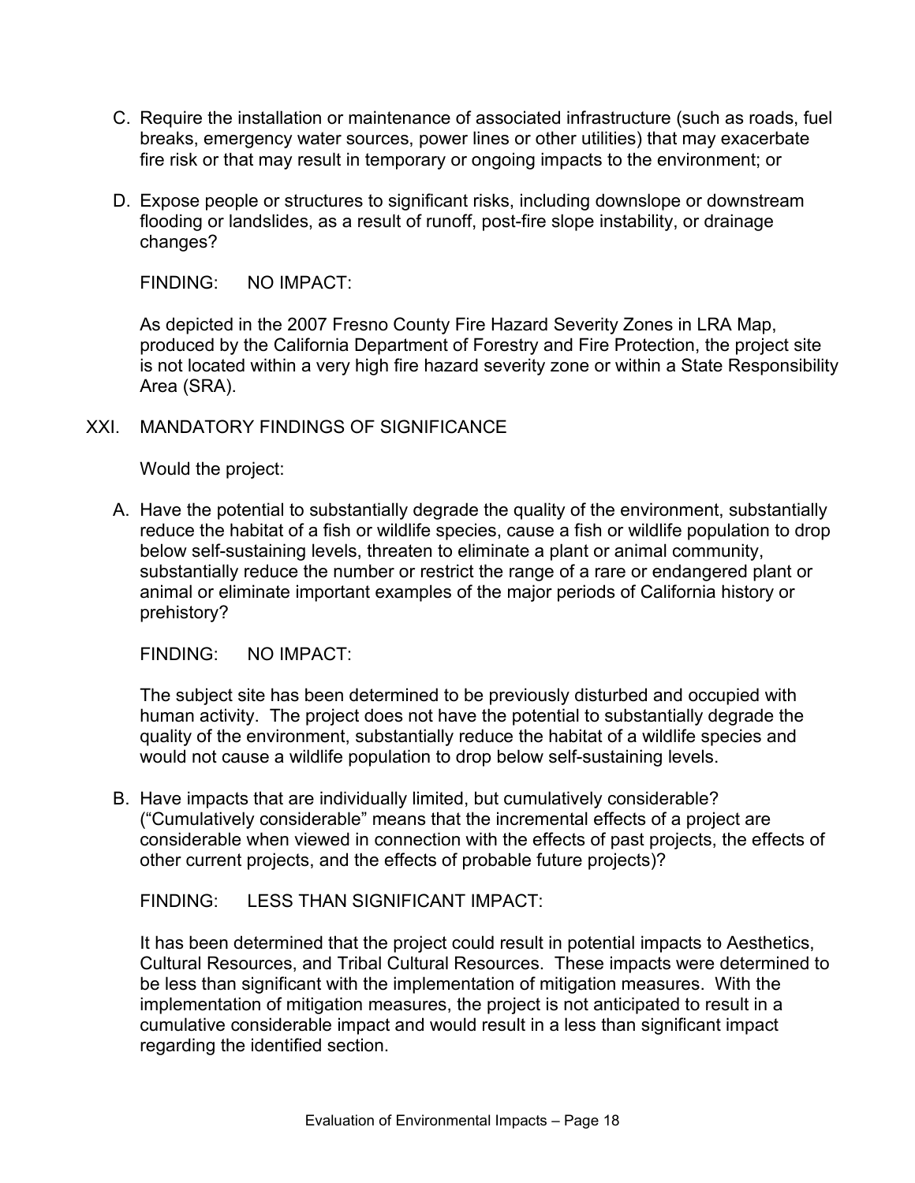C. Require the installation or maintenance of associated infrastructure (such as roads, fuel breaks, emergency water sources, power lines or other utilities) that may exacerbate fire risk or that may result in temporary or ongoing impacts to the environment; or

D. Expose people or structures to significant risks, including downslope or downstream flooding or landslides, as a result of runoff, post-fire slope instability, or drainage changes?

FINDING: NO IMPACT:

As depicted in the 2007 Fresno County Fire Hazard Severity Zones in LRA Map, produced by the California Department of Forestry and Fire Protection, the project site is not located within a very high fire hazard severity zone or within a State Responsibility Area (SRA).

XXI. MANDATORY FINDINGS OF SIGNIFICANCE

Would the project:

A. Have the potential to substantially degrade the quality of the environment, substantially reduce the habitat of a fish or wildlife species, cause a fish or wildlife population to drop below self-sustaining levels, threaten to eliminate a plant or animal community, substantially reduce the number or restrict the range of a rare or endangered plant or animal or eliminate important examples of the major periods of California history or prehistory?

FINDING: NO IMPACT:

The subject site has been determined to be previously disturbed and occupied with human activity. The project does not have the potential to substantially degrade the quality of the environment, substantially reduce the habitat of a wildlife species and would not cause a wildlife population to drop below self-sustaining levels.

B. Have impacts that are individually limited, but cumulatively considerable? ("Cumulatively considerable" means that the incremental effects of a project are considerable when viewed in connection with the effects of past projects, the effects of other current projects, and the effects of probable future projects)?

FINDING: LESS THAN SIGNIFICANT IMPACT:

It has been determined that the project could result in potential impacts to Aesthetics, Cultural Resources, and Tribal Cultural Resources. These impacts were determined to be less than significant with the implementation of mitigation measures. With the implementation of mitigation measures, the project is not anticipated to result in a cumulative considerable impact and would result in a less than significant impact regarding the identified section.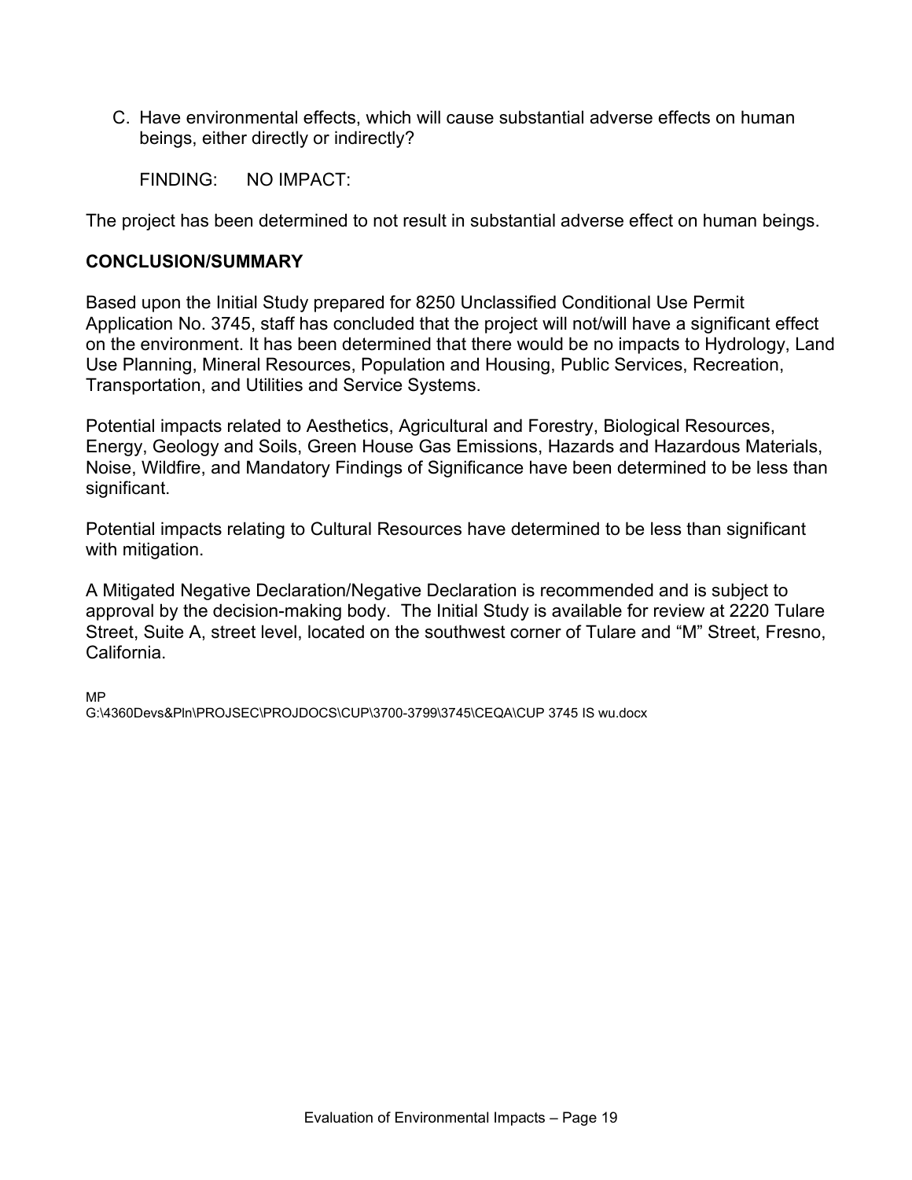C. Have environmental effects, which will cause substantial adverse effects on human beings, either directly or indirectly?

FINDING: NO IMPACT:

The project has been determined to not result in substantial adverse effect on human beings.

**CONCLUSION/SUMMARY**

Based upon the Initial Study prepared for 8250 Unclassified Conditional Use Permit Application No. 3745, staff has concluded that the project will not/will have a significant effect on the environment. It has been determined that there would be no impacts to Hydrology, Land Use Planning, Mineral Resources, Population and Housing, Public Services, Recreation, Transportation, and Utilities and Service Systems.

Potential impacts related to Aesthetics, Agricultural and Forestry, Biological Resources, Energy, Geology and Soils, Green House Gas Emissions, Hazards and Hazardous Materials, Noise, Wildfire, and Mandatory Findings of Significance have been determined to be less than significant.

Potential impacts relating to Cultural Resources have determined to be less than significant with mitigation.

A Mitigated Negative Declaration/Negative Declaration is recommended and is subject to approval by the decision-making body. The Initial Study is available for review at 2220 Tulare Street, Suite A, street level, located on the southwest corner of Tulare and "M" Street, Fresno, California.

MP
G:\4360Devs&Pln\PROJSEC\PROJDOCS\CUP\3700-3799\3745\CEQA\CUP 3745 IS wu.docx